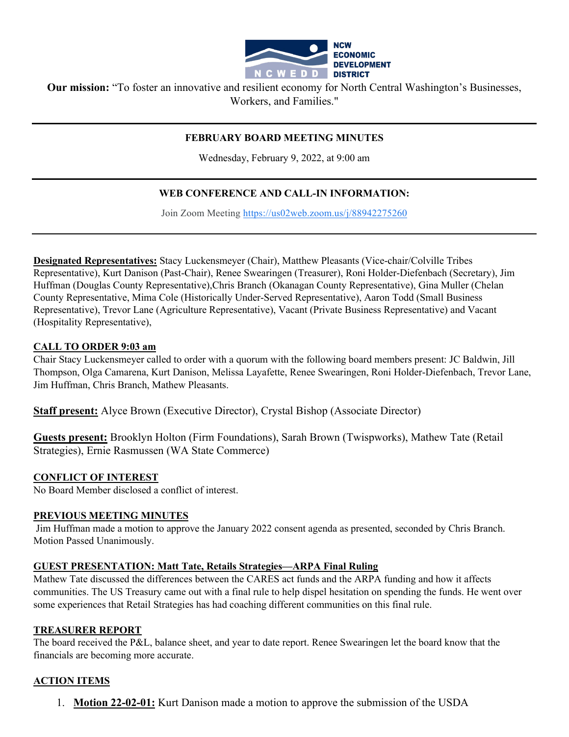NCW ECONOMIC DEVELOPMENT DISTRICT

**Our mission:** "To foster an innovative and resilient economy for North Central Washington's Businesses, Workers, and Families."

---

## FEBRUARY BOARD MEETING MINUTES

Wednesday, February 9, 2022, at 9:00 am

---

## WEB CONFERENCE AND CALL-IN INFORMATION:

Join Zoom Meeting https://us02web.zoom.us/j/88942275260

---

**Designated Representatives:** Stacy Luckensmeyer (Chair), Matthew Pleasants (Vice-chair/Colville Tribes Representative), Kurt Danison (Past-Chair), Renee Swearingen (Treasurer), Roni Holder-Diefenbach (Secretary), Jim Huffman (Douglas County Representative),Chris Branch (Okanagan County Representative), Gina Muller (Chelan County Representative, Mima Cole (Historically Under-Served Representative), Aaron Todd (Small Business Representative), Trevor Lane (Agriculture Representative), Vacant (Private Business Representative) and Vacant (Hospitality Representative),

**CALL TO ORDER 9:03 am**

Chair Stacy Luckensmeyer called to order with a quorum with the following board members present: JC Baldwin, Jill Thompson, Olga Camarena, Kurt Danison, Melissa Layafette, Renee Swearingen, Roni Holder-Diefenbach, Trevor Lane, Jim Huffman, Chris Branch, Mathew Pleasants.

**Staff present:** Alyce Brown (Executive Director), Crystal Bishop (Associate Director)

**Guests present:** Brooklyn Holton (Firm Foundations), Sarah Brown (Twispworks), Mathew Tate (Retail Strategies), Ernie Rasmussen (WA State Commerce)

**CONFLICT OF INTEREST**

No Board Member disclosed a conflict of interest.

**PREVIOUS MEETING MINUTES**

Jim Huffman made a motion to approve the January 2022 consent agenda as presented, seconded by Chris Branch. Motion Passed Unanimously.

**GUEST PRESENTATION: Matt Tate, Retails Strategies—ARPA Final Ruling**

Mathew Tate discussed the differences between the CARES act funds and the ARPA funding and how it affects communities. The US Treasury came out with a final rule to help dispel hesitation on spending the funds. He went over some experiences that Retail Strategies has had coaching different communities on this final rule.

**TREASURER REPORT**

The board received the P&L, balance sheet, and year to date report. Renee Swearingen let the board know that the financials are becoming more accurate.

**ACTION ITEMS**

1. **Motion 22-02-01:** Kurt Danison made a motion to approve the submission of the USDA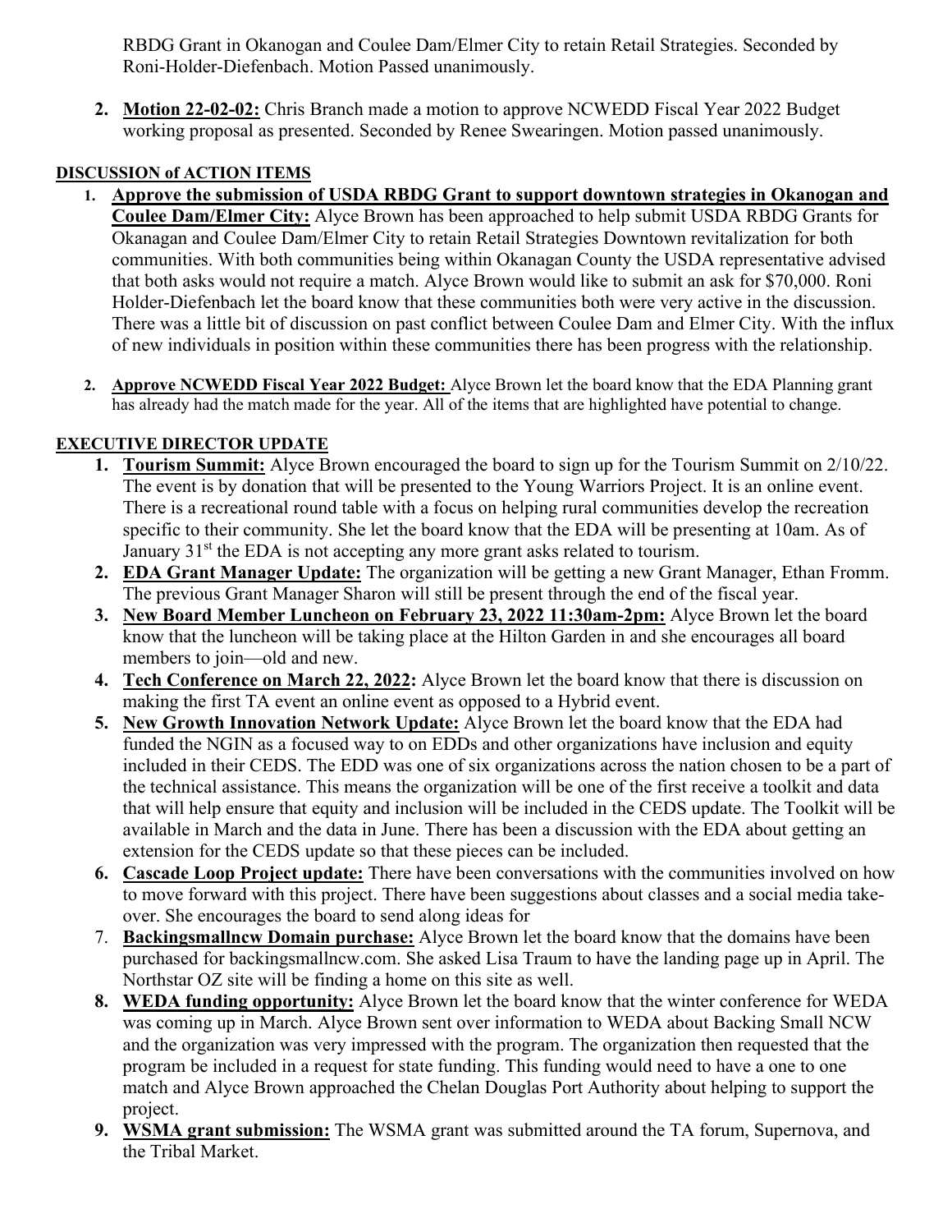RBDG Grant in Okanogan and Coulee Dam/Elmer City to retain Retail Strategies. Seconded by Roni-Holder-Diefenbach. Motion Passed unanimously.

2. **Motion 22-02-02:** Chris Branch made a motion to approve NCWEDD Fiscal Year 2022 Budget working proposal as presented. Seconded by Renee Swearingen. Motion passed unanimously.

## DISCUSSION of ACTION ITEMS

1. **Approve the submission of USDA RBDG Grant to support downtown strategies in Okanogan and Coulee Dam/Elmer City:** Alyce Brown has been approached to help submit USDA RBDG Grants for Okanagan and Coulee Dam/Elmer City to retain Retail Strategies Downtown revitalization for both communities. With both communities being within Okanagan County the USDA representative advised that both asks would not require a match. Alyce Brown would like to submit an ask for $70,000. Roni Holder-Diefenbach let the board know that these communities both were very active in the discussion. There was a little bit of discussion on past conflict between Coulee Dam and Elmer City. With the influx of new individuals in position within these communities there has been progress with the relationship.

2. **Approve NCWEDD Fiscal Year 2022 Budget:** Alyce Brown let the board know that the EDA Planning grant has already had the match made for the year. All of the items that are highlighted have potential to change.

## EXECUTIVE DIRECTOR UPDATE

1. **Tourism Summit:** Alyce Brown encouraged the board to sign up for the Tourism Summit on 2/10/22. The event is by donation that will be presented to the Young Warriors Project. It is an online event. There is a recreational round table with a focus on helping rural communities develop the recreation specific to their community. She let the board know that the EDA will be presenting at 10am. As of January 31st the EDA is not accepting any more grant asks related to tourism.
2. **EDA Grant Manager Update:** The organization will be getting a new Grant Manager, Ethan Fromm. The previous Grant Manager Sharon will still be present through the end of the fiscal year.
3. **New Board Member Luncheon on February 23, 2022 11:30am-2pm:** Alyce Brown let the board know that the luncheon will be taking place at the Hilton Garden in and she encourages all board members to join—old and new.
4. **Tech Conference on March 22, 2022:** Alyce Brown let the board know that there is discussion on making the first TA event an online event as opposed to a Hybrid event.
5. **New Growth Innovation Network Update:** Alyce Brown let the board know that the EDA had funded the NGIN as a focused way to on EDDs and other organizations have inclusion and equity included in their CEDS. The EDD was one of six organizations across the nation chosen to be a part of the technical assistance. This means the organization will be one of the first receive a toolkit and data that will help ensure that equity and inclusion will be included in the CEDS update. The Toolkit will be available in March and the data in June. There has been a discussion with the EDA about getting an extension for the CEDS update so that these pieces can be included.
6. **Cascade Loop Project update:** There have been conversations with the communities involved on how to move forward with this project. There have been suggestions about classes and a social media take-over. She encourages the board to send along ideas for
7. **Backingsmallncw Domain purchase:** Alyce Brown let the board know that the domains have been purchased for backingsmallncw.com. She asked Lisa Traum to have the landing page up in April. The Northstar OZ site will be finding a home on this site as well.
8. **WEDA funding opportunity:** Alyce Brown let the board know that the winter conference for WEDA was coming up in March. Alyce Brown sent over information to WEDA about Backing Small NCW and the organization was very impressed with the program. The organization then requested that the program be included in a request for state funding. This funding would need to have a one to one match and Alyce Brown approached the Chelan Douglas Port Authority about helping to support the project.
9. **WSMA grant submission:** The WSMA grant was submitted around the TA forum, Supernova, and the Tribal Market.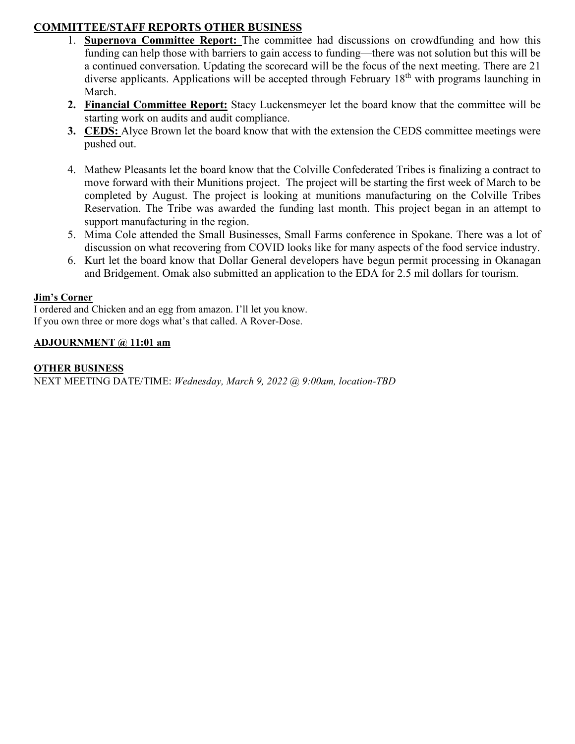**COMMITTEE/STAFF REPORTS OTHER BUSINESS**

1. **Supernova Committee Report:** The committee had discussions on crowdfunding and how this funding can help those with barriers to gain access to funding—there was not solution but this will be a continued conversation. Updating the scorecard will be the focus of the next meeting. There are 21 diverse applicants. Applications will be accepted through February 18th with programs launching in March.
2. **Financial Committee Report:** Stacy Luckensmeyer let the board know that the committee will be starting work on audits and audit compliance.
3. **CEDS:** Alyce Brown let the board know that with the extension the CEDS committee meetings were pushed out.
4. Mathew Pleasants let the board know that the Colville Confederated Tribes is finalizing a contract to move forward with their Munitions project. The project will be starting the first week of March to be completed by August. The project is looking at munitions manufacturing on the Colville Tribes Reservation. The Tribe was awarded the funding last month. This project began in an attempt to support manufacturing in the region.
5. Mima Cole attended the Small Businesses, Small Farms conference in Spokane. There was a lot of discussion on what recovering from COVID looks like for many aspects of the food service industry.
6. Kurt let the board know that Dollar General developers have begun permit processing in Okanagan and Bridgement. Omak also submitted an application to the EDA for 2.5 mil dollars for tourism.

**Jim's Corner**

I ordered and Chicken and an egg from amazon. I'll let you know.
If you own three or more dogs what's that called. A Rover-Dose.

**ADJOURNMENT @ 11:01 am**

**OTHER BUSINESS**

NEXT MEETING DATE/TIME: *Wednesday, March 9, 2022 @ 9:00am, location-TBD*